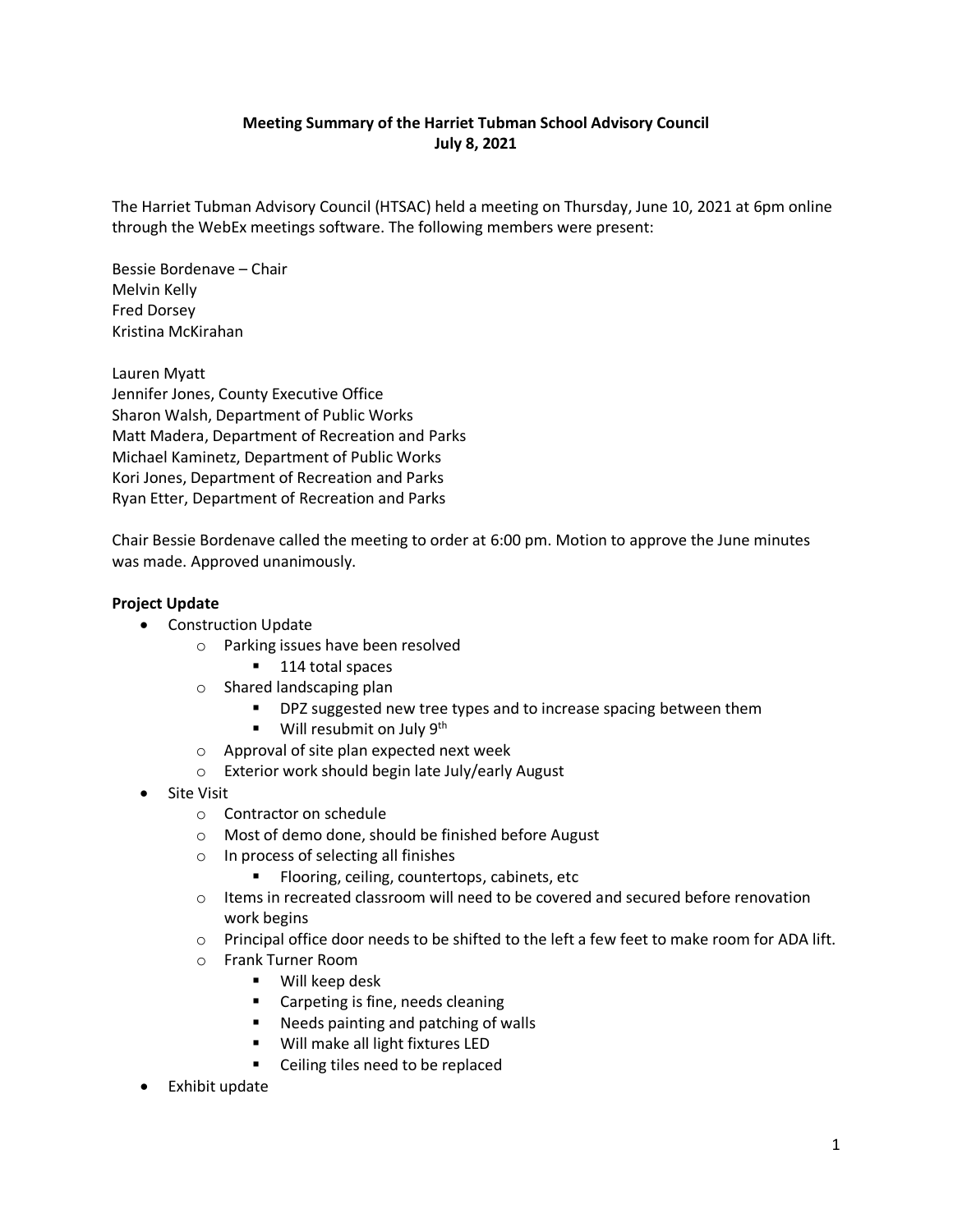**Meeting Summary of the Harriet Tubman School Advisory Council**
**July 8, 2021**

The Harriet Tubman Advisory Council (HTSAC) held a meeting on Thursday, June 10, 2021 at 6pm online through the WebEx meetings software. The following members were present:

Bessie Bordenave – Chair
Melvin Kelly
Fred Dorsey
Kristina McKirahan

Lauren Myatt
Jennifer Jones, County Executive Office
Sharon Walsh, Department of Public Works
Matt Madera, Department of Recreation and Parks
Michael Kaminetz, Department of Public Works
Kori Jones, Department of Recreation and Parks
Ryan Etter, Department of Recreation and Parks

Chair Bessie Bordenave called the meeting to order at 6:00 pm. Motion to approve the June minutes was made. Approved unanimously.

**Project Update**

- Construction Update
  - Parking issues have been resolved
    - 114 total spaces
  - Shared landscaping plan
    - DPZ suggested new tree types and to increase spacing between them
    - Will resubmit on July 9th
  - Approval of site plan expected next week
  - Exterior work should begin late July/early August
- Site Visit
  - Contractor on schedule
  - Most of demo done, should be finished before August
  - In process of selecting all finishes
    - Flooring, ceiling, countertops, cabinets, etc
  - Items in recreated classroom will need to be covered and secured before renovation work begins
  - Principal office door needs to be shifted to the left a few feet to make room for ADA lift.
  - Frank Turner Room
    - Will keep desk
    - Carpeting is fine, needs cleaning
    - Needs painting and patching of walls
    - Will make all light fixtures LED
    - Ceiling tiles need to be replaced
- Exhibit update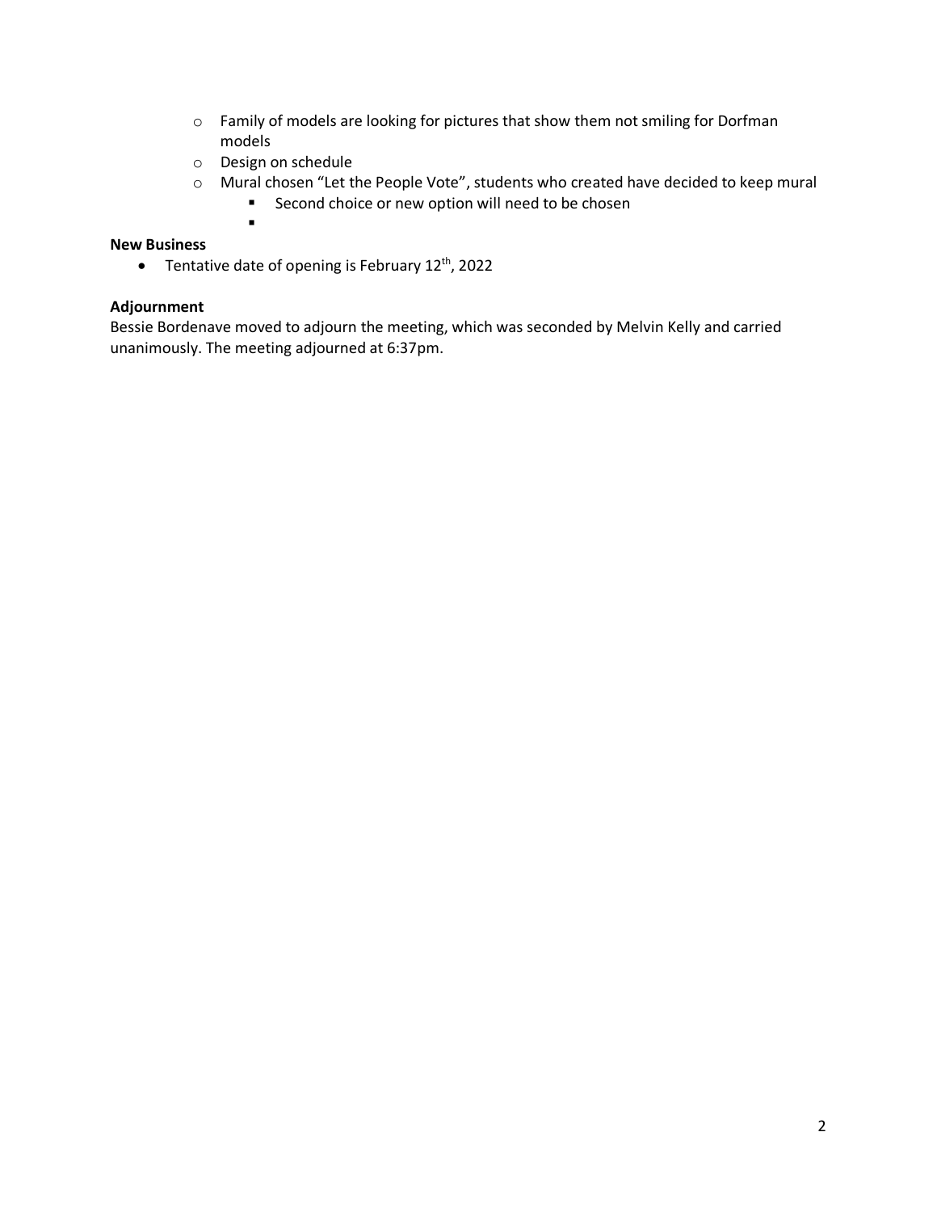- Family of models are looking for pictures that show them not smiling for Dorfman models
  - Design on schedule
  - Mural chosen "Let the People Vote", students who created have decided to keep mural
    - Second choice or new option will need to be chosen
    - 

**New Business**

- Tentative date of opening is February 12th, 2022

**Adjournment**

Bessie Bordenave moved to adjourn the meeting, which was seconded by Melvin Kelly and carried unanimously. The meeting adjourned at 6:37pm.